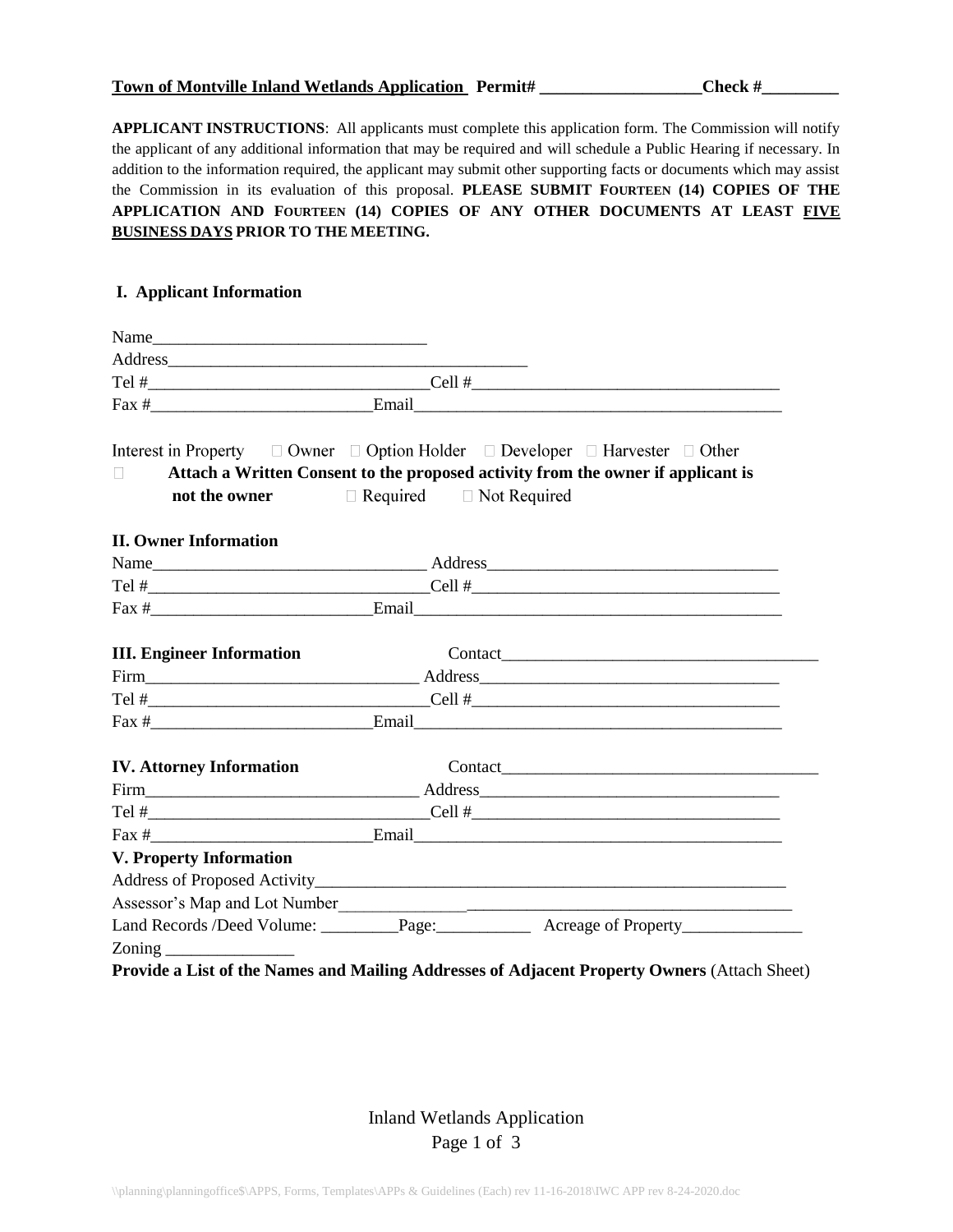**Town of Montville Inland Wetlands Application Permit# ___________________Check #_________**

**APPLICANT INSTRUCTIONS**: All applicants must complete this application form. The Commission will notify the applicant of any additional information that may be required and will schedule a Public Hearing if necessary. In addition to the information required, the applicant may submit other supporting facts or documents which may assist the Commission in its evaluation of this proposal. **PLEASE SUBMIT FOURTEEN (14) COPIES OF THE APPLICATION AND FOURTEEN (14) COPIES OF ANY OTHER DOCUMENTS AT LEAST FIVE BUSINESS DAYS PRIOR TO THE MEETING.**

## I. Applicant Information

Name________________________________

Address___________________________________________

Tel #________________________________Cell #____________________________________

Fax #_________________________Email___________________________________________

Interest in Property ☐ Owner ☐ Option Holder ☐ Developer ☐ Harvester ☐ Other

☐ **Attach a Written Consent to the proposed activity from the owner if applicant is not the owner** ☐ Required ☐ Not Required

## II. Owner Information

Name_______________________________ Address_________________________________

Tel #________________________________Cell #____________________________________

Fax #_________________________Email___________________________________________

## III. Engineer Information

Contact_____________________________________

Firm_______________________________ Address_________________________________

Tel #________________________________Cell #____________________________________

Fax #_________________________Email___________________________________________

## IV. Attorney Information

Contact_____________________________________

Firm_______________________________ Address_________________________________

Tel #________________________________Cell #____________________________________

Fax #_________________________Email___________________________________________

## V. Property Information

Address of Proposed Activity________________________________________________________

Assessor's Map and Lot Number_____________________________________________________

Land Records /Deed Volume: _________Page:___________ Acreage of Property______________

Zoning _______________

**Provide a List of the Names and Mailing Addresses of Adjacent Property Owners** (Attach Sheet)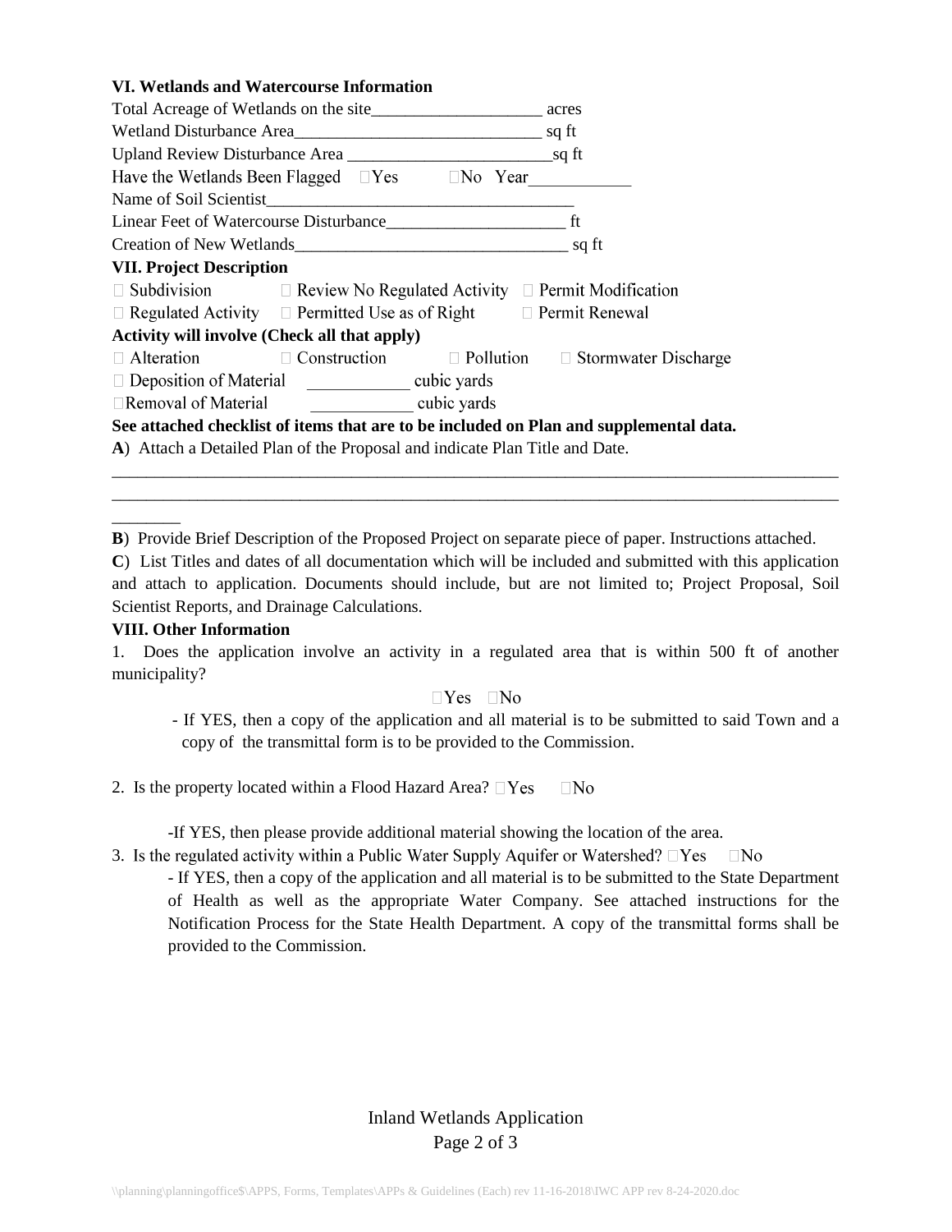**VI. Wetlands and Watercourse Information**

Total Acreage of Wetlands on the site____________________ acres

Wetland Disturbance Area_____________________________ sq ft

Upland Review Disturbance Area ________________________sq ft

Have the Wetlands Been Flagged ☐Yes ☐No Year___________

Name of Soil Scientist____________________________________

Linear Feet of Watercourse Disturbance_____________________ ft

Creation of New Wetlands________________________________ sq ft

**VII. Project Description**

☐ Subdivision ☐ Review No Regulated Activity ☐ Permit Modification

☐ Regulated Activity ☐ Permitted Use as of Right ☐ Permit Renewal

**Activity will involve (Check all that apply)**

☐ Alteration ☐ Construction ☐ Pollution ☐ Stormwater Discharge

☐ Deposition of Material ____________ cubic yards

☐Removal of Material ____________ cubic yards

**See attached checklist of items that are to be included on Plan and supplemental data.**

**A**) Attach a Detailed Plan of the Proposal and indicate Plan Title and Date.

______________________________________________________________________________________
______________________________________________________________________________________
________

**B**) Provide Brief Description of the Proposed Project on separate piece of paper. Instructions attached.

**C**) List Titles and dates of all documentation which will be included and submitted with this application and attach to application. Documents should include, but are not limited to; Project Proposal, Soil Scientist Reports, and Drainage Calculations.

**VIII. Other Information**

1. Does the application involve an activity in a regulated area that is within 500 ft of another municipality?

☐Yes ☐No

- If YES, then a copy of the application and all material is to be submitted to said Town and a copy of the transmittal form is to be provided to the Commission.

2. Is the property located within a Flood Hazard Area? ☐Yes ☐No

-If YES, then please provide additional material showing the location of the area.

3. Is the regulated activity within a Public Water Supply Aquifer or Watershed? ☐Yes ☐No

- If YES, then a copy of the application and all material is to be submitted to the State Department of Health as well as the appropriate Water Company. See attached instructions for the Notification Process for the State Health Department. A copy of the transmittal forms shall be provided to the Commission.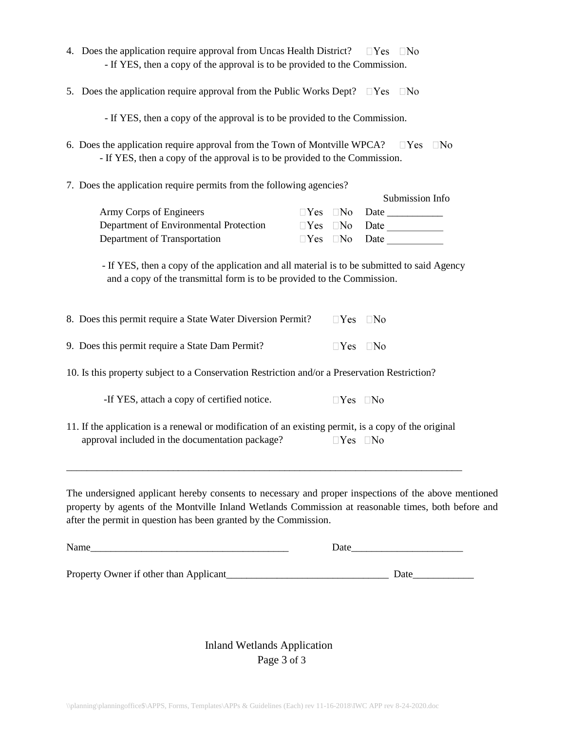4. Does the application require approval from Uncas Health District? □Yes □No
   - If YES, then a copy of the approval is to be provided to the Commission.

5. Does the application require approval from the Public Works Dept? □Yes □No

   - If YES, then a copy of the approval is to be provided to the Commission.

6. Does the application require approval from the Town of Montville WPCA? □Yes □No
   - If YES, then a copy of the approval is to be provided to the Commission.

7. Does the application require permits from the following agencies?

| | | | Submission Info |
|---|---|---|---|
| Army Corps of Engineers | □Yes | □No | Date ___________ |
| Department of Environmental Protection | □Yes | □No | Date ___________ |
| Department of Transportation | □Yes | □No | Date ___________ |

   - If YES, then a copy of the application and all material is to be submitted to said Agency and a copy of the transmittal form is to be provided to the Commission.

8. Does this permit require a State Water Diversion Permit? □Yes □No

9. Does this permit require a State Dam Permit? □Yes □No

10. Is this property subject to a Conservation Restriction and/or a Preservation Restriction?

    -If YES, attach a copy of certified notice. □Yes □No

11. If the application is a renewal or modification of an existing permit, is a copy of the original approval included in the documentation package? □Yes □No

---

The undersigned applicant hereby consents to necessary and proper inspections of the above mentioned property by agents of the Montville Inland Wetlands Commission at reasonable times, both before and after the permit in question has been granted by the Commission.

Name________________________________________ Date______________________

Property Owner if other than Applicant________________________________ Date____________

Inland Wetlands Application

\\planning\planningoffice$\APPS, Forms, Templates\APPs & Guidelines (Each) rev 11-16-2018\IWC APP rev 8-24-2020.doc